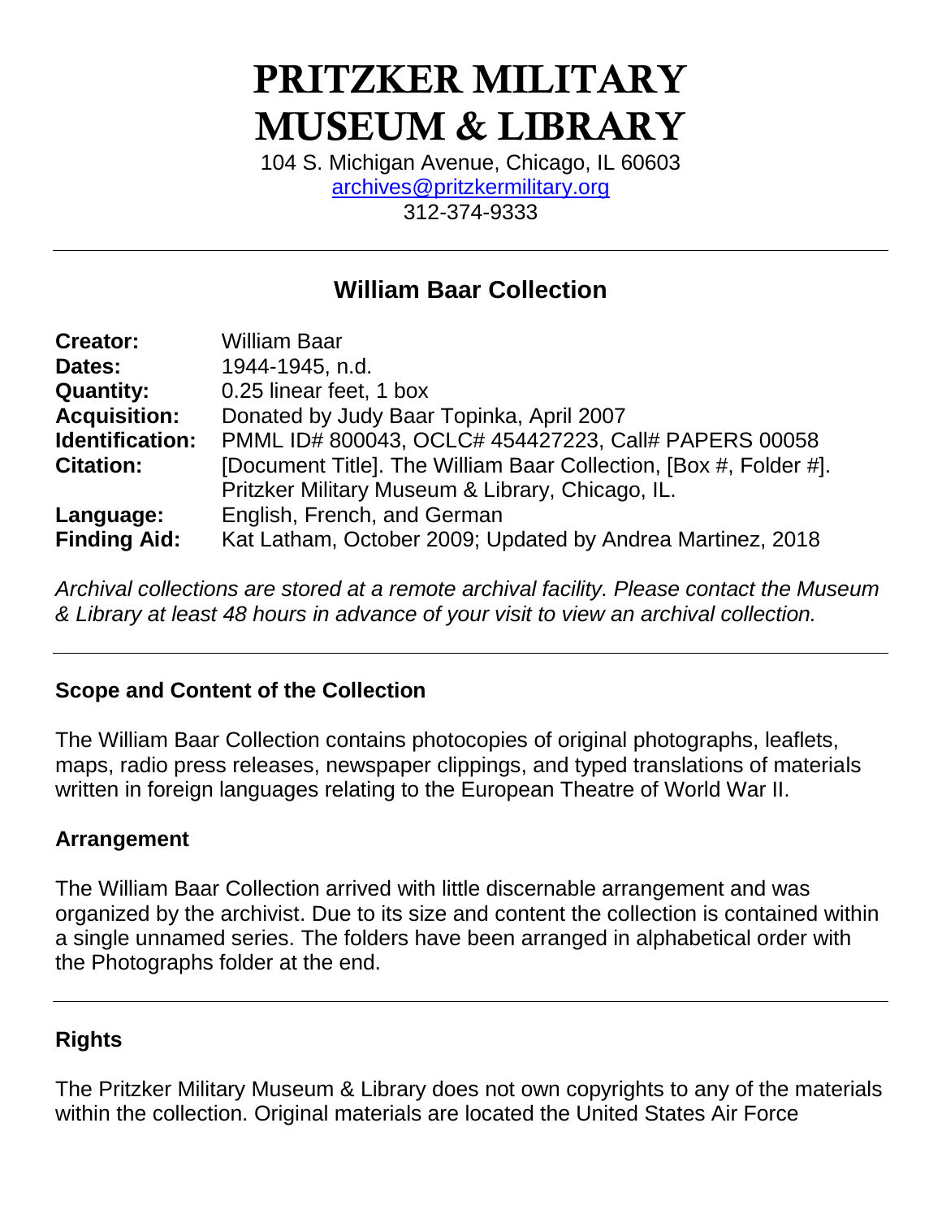# PRITZKER MILITARY MUSEUM & LIBRARY

104 S. Michigan Avenue, Chicago, IL 60603
archives@pritzkermilitary.org
312-374-9333

---

## William Baar Collection

| | |
|---|---|
| **Creator:** | William Baar |
| **Dates:** | 1944-1945, n.d. |
| **Quantity:** | 0.25 linear feet, 1 box |
| **Acquisition:** | Donated by Judy Baar Topinka, April 2007 |
| **Identification:** | PMML ID# 800043, OCLC# 454427223, Call# PAPERS 00058 |
| **Citation:** | [Document Title]. The William Baar Collection, [Box #, Folder #]. Pritzker Military Museum & Library, Chicago, IL. |
| **Language:** | English, French, and German |
| **Finding Aid:** | Kat Latham, October 2009; Updated by Andrea Martinez, 2018 |

*Archival collections are stored at a remote archival facility. Please contact the Museum & Library at least 48 hours in advance of your visit to view an archival collection.*

---

### Scope and Content of the Collection

The William Baar Collection contains photocopies of original photographs, leaflets, maps, radio press releases, newspaper clippings, and typed translations of materials written in foreign languages relating to the European Theatre of World War II.

### Arrangement

The William Baar Collection arrived with little discernable arrangement and was organized by the archivist. Due to its size and content the collection is contained within a single unnamed series. The folders have been arranged in alphabetical order with the Photographs folder at the end.

---

### Rights

The Pritzker Military Museum & Library does not own copyrights to any of the materials within the collection. Original materials are located the United States Air Force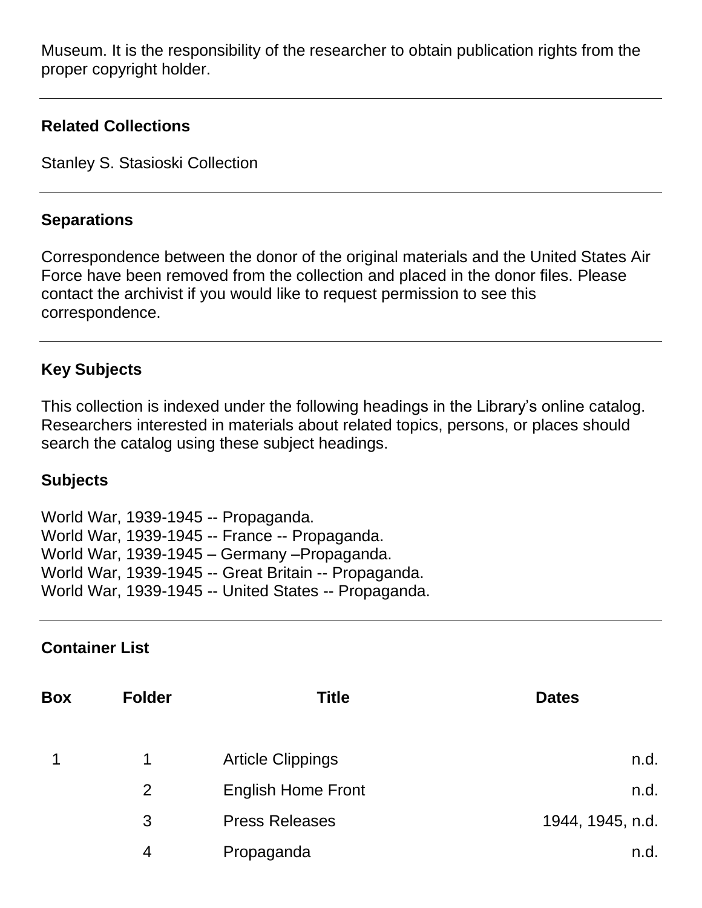Museum. It is the responsibility of the researcher to obtain publication rights from the proper copyright holder.

## Related Collections

Stanley S. Stasioski Collection

## Separations

Correspondence between the donor of the original materials and the United States Air Force have been removed from the collection and placed in the donor files. Please contact the archivist if you would like to request permission to see this correspondence.

## Key Subjects

This collection is indexed under the following headings in the Library's online catalog. Researchers interested in materials about related topics, persons, or places should search the catalog using these subject headings.

### Subjects

World War, 1939-1945 -- Propaganda.
World War, 1939-1945 -- France -- Propaganda.
World War, 1939-1945 – Germany –Propaganda.
World War, 1939-1945 -- Great Britain -- Propaganda.
World War, 1939-1945 -- United States -- Propaganda.

## Container List

| Box | Folder | Title | Dates |
|---|---|---|---|
| 1 | 1 | Article Clippings | n.d. |
| | 2 | English Home Front | n.d. |
| | 3 | Press Releases | 1944, 1945, n.d. |
| | 4 | Propaganda | n.d. |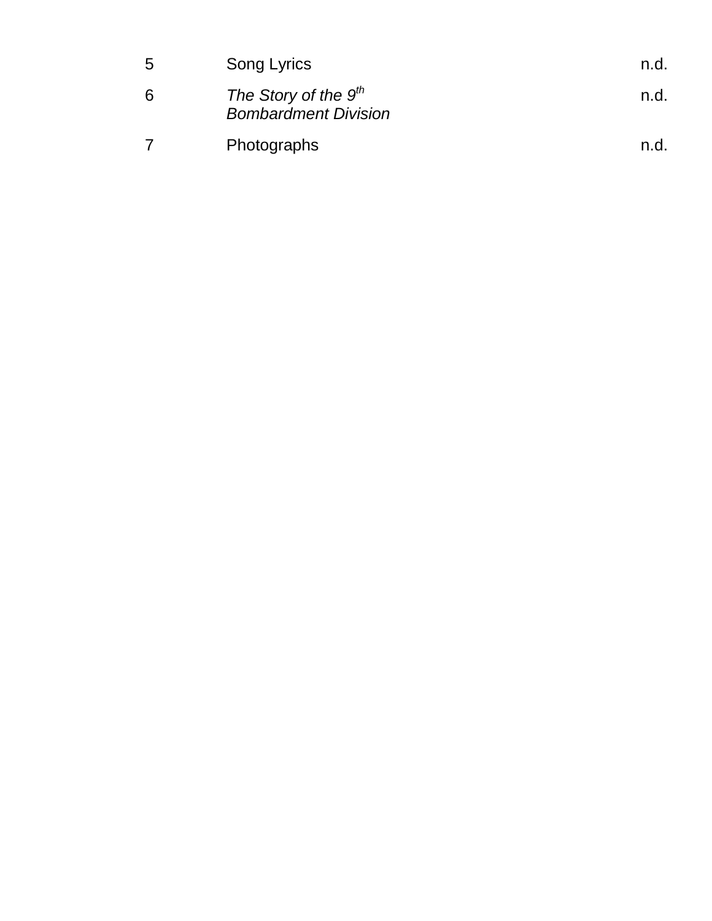| | | |
|---|---|---|
| 5 | Song Lyrics | n.d. |
| 6 | *The Story of the 9th Bombardment Division* | n.d. |
| 7 | Photographs | n.d. |